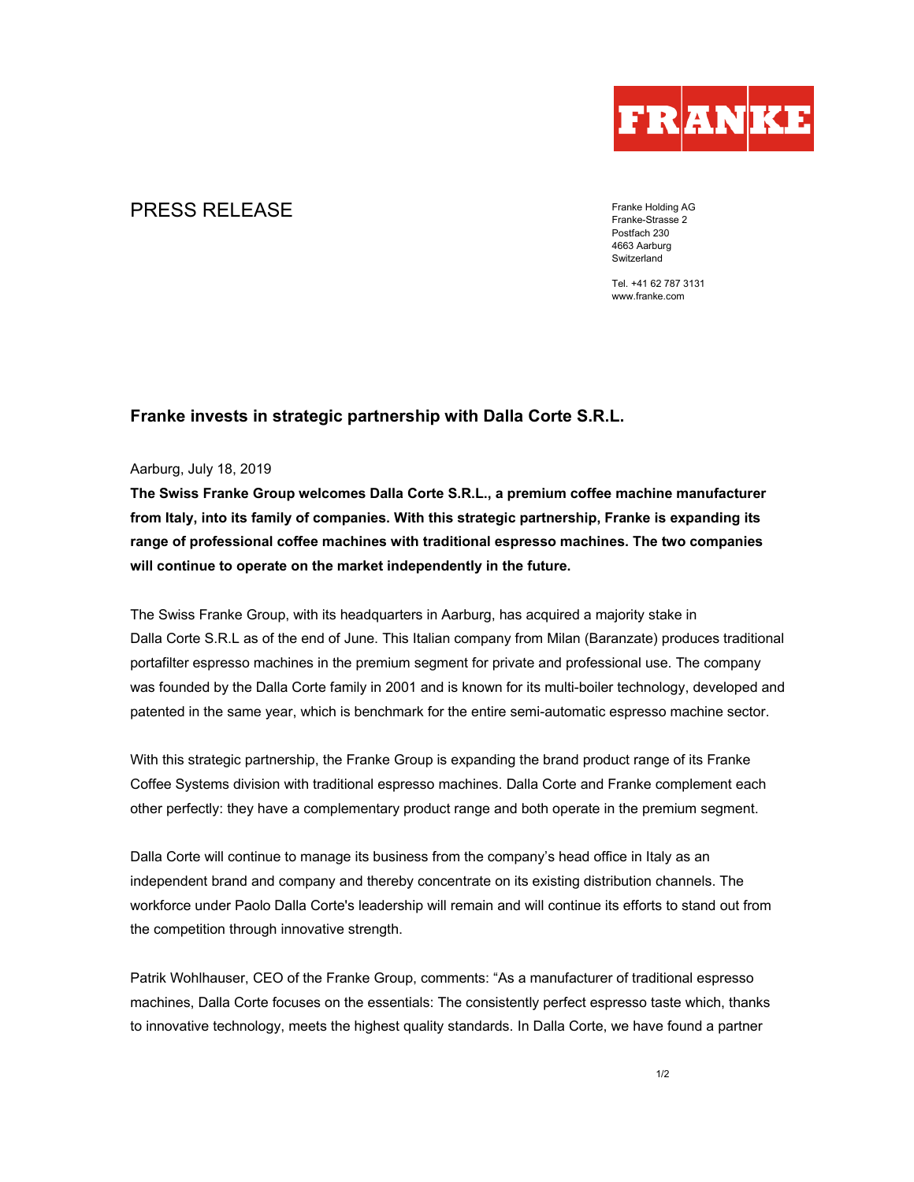FRANKE

# PRESS RELEASE

Franke Holding AG
Franke-Strasse 2
Postfach 230
4663 Aarburg
Switzerland

Tel. +41 62 787 3131
www.franke.com

## Franke invests in strategic partnership with Dalla Corte S.R.L.

Aarburg, July 18, 2019

**The Swiss Franke Group welcomes Dalla Corte S.R.L., a premium coffee machine manufacturer from Italy, into its family of companies. With this strategic partnership, Franke is expanding its range of professional coffee machines with traditional espresso machines. The two companies will continue to operate on the market independently in the future.**

The Swiss Franke Group, with its headquarters in Aarburg, has acquired a majority stake in Dalla Corte S.R.L as of the end of June. This Italian company from Milan (Baranzate) produces traditional portafilter espresso machines in the premium segment for private and professional use. The company was founded by the Dalla Corte family in 2001 and is known for its multi-boiler technology, developed and patented in the same year, which is benchmark for the entire semi-automatic espresso machine sector.

With this strategic partnership, the Franke Group is expanding the brand product range of its Franke Coffee Systems division with traditional espresso machines. Dalla Corte and Franke complement each other perfectly: they have a complementary product range and both operate in the premium segment.

Dalla Corte will continue to manage its business from the company's head office in Italy as an independent brand and company and thereby concentrate on its existing distribution channels. The workforce under Paolo Dalla Corte's leadership will remain and will continue its efforts to stand out from the competition through innovative strength.

Patrik Wohlhauser, CEO of the Franke Group, comments: "As a manufacturer of traditional espresso machines, Dalla Corte focuses on the essentials: The consistently perfect espresso taste which, thanks to innovative technology, meets the highest quality standards. In Dalla Corte, we have found a partner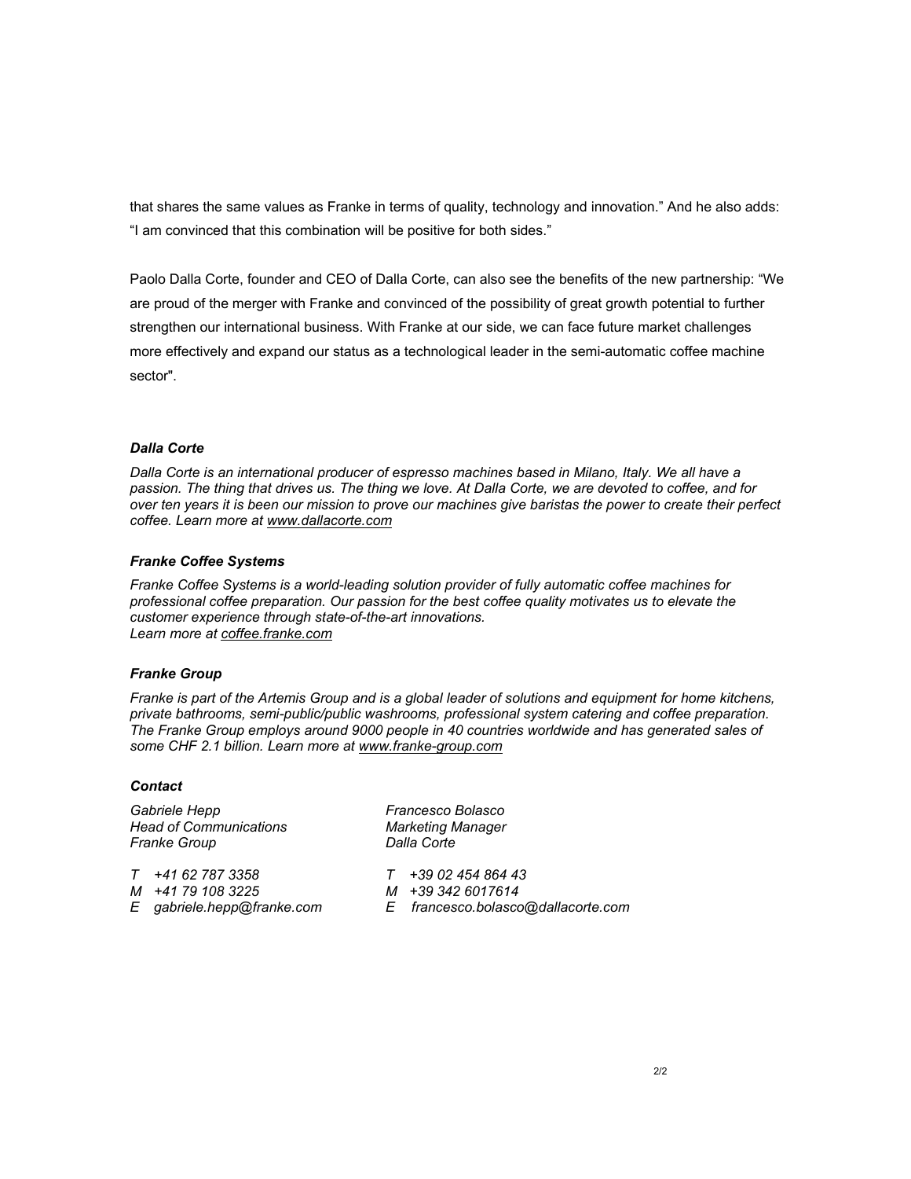that shares the same values as Franke in terms of quality, technology and innovation." And he also adds: "I am convinced that this combination will be positive for both sides."

Paolo Dalla Corte, founder and CEO of Dalla Corte, can also see the benefits of the new partnership: "We are proud of the merger with Franke and convinced of the possibility of great growth potential to further strengthen our international business. With Franke at our side, we can face future market challenges more effectively and expand our status as a technological leader in the semi-automatic coffee machine sector".

***Dalla Corte***

*Dalla Corte is an international producer of espresso machines based in Milano, Italy. We all have a passion. The thing that drives us. The thing we love. At Dalla Corte, we are devoted to coffee, and for over ten years it is been our mission to prove our machines give baristas the power to create their perfect coffee. Learn more at www.dallacorte.com*

***Franke Coffee Systems***

*Franke Coffee Systems is a world-leading solution provider of fully automatic coffee machines for professional coffee preparation. Our passion for the best coffee quality motivates us to elevate the customer experience through state-of-the-art innovations.*
*Learn more at coffee.franke.com*

***Franke Group***

*Franke is part of the Artemis Group and is a global leader of solutions and equipment for home kitchens, private bathrooms, semi-public/public washrooms, professional system catering and coffee preparation. The Franke Group employs around 9000 people in 40 countries worldwide and has generated sales of some CHF 2.1 billion. Learn more at www.franke-group.com*

***Contact***

*Gabriele Hepp*
*Head of Communications*
*Franke Group*

*T +41 62 787 3358*
*M +41 79 108 3225*
*E gabriele.hepp@franke.com*

*Francesco Bolasco*
*Marketing Manager*
*Dalla Corte*

*T +39 02 454 864 43*
*M +39 342 6017614*
*E francesco.bolasco@dallacorte.com*